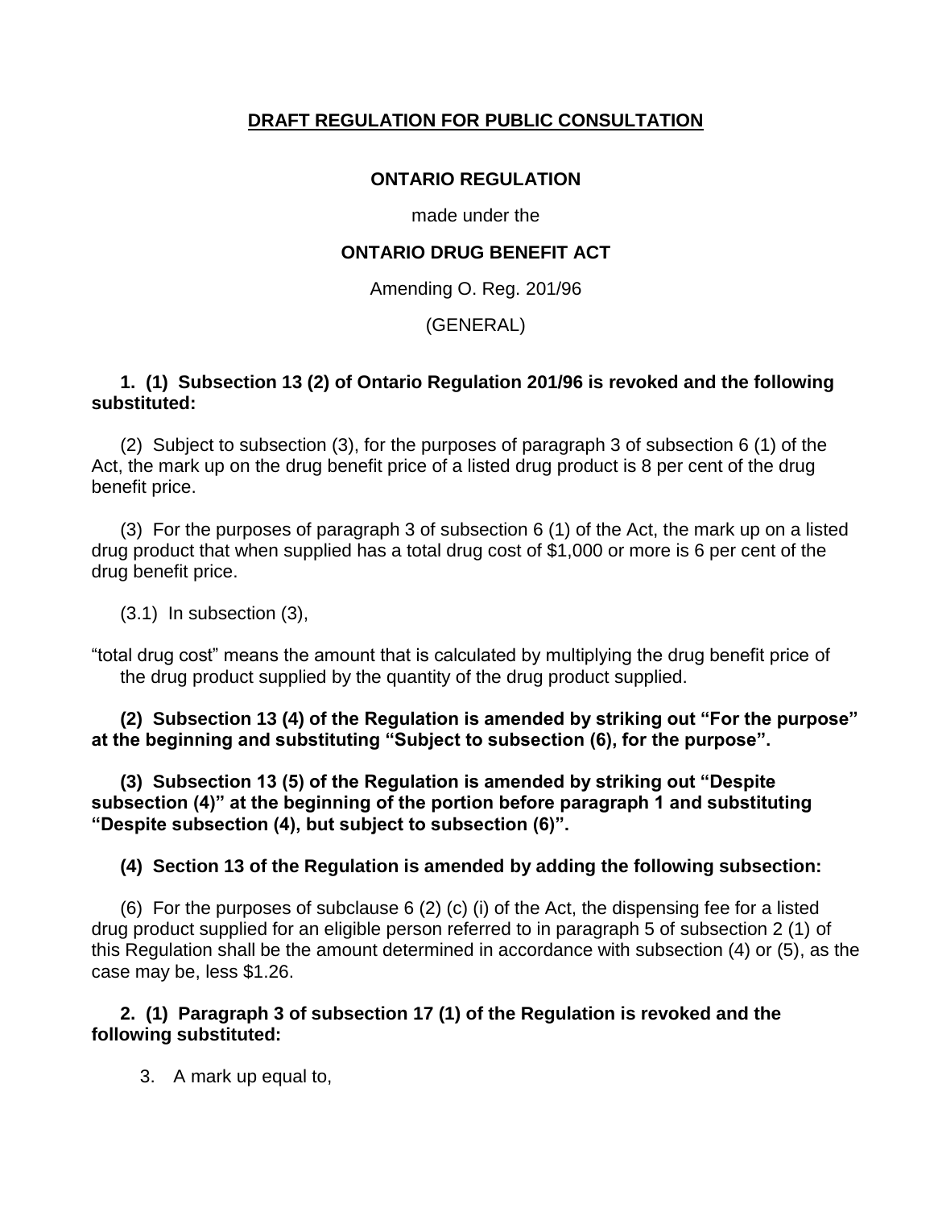**DRAFT REGULATION FOR PUBLIC CONSULTATION**

**ONTARIO REGULATION**

made under the

**ONTARIO DRUG BENEFIT ACT**

Amending O. Reg. 201/96

(GENERAL)

**1. (1) Subsection 13 (2) of Ontario Regulation 201/96 is revoked and the following substituted:**

(2) Subject to subsection (3), for the purposes of paragraph 3 of subsection 6 (1) of the Act, the mark up on the drug benefit price of a listed drug product is 8 per cent of the drug benefit price.

(3) For the purposes of paragraph 3 of subsection 6 (1) of the Act, the mark up on a listed drug product that when supplied has a total drug cost of $1,000 or more is 6 per cent of the drug benefit price.

(3.1) In subsection (3),

"total drug cost" means the amount that is calculated by multiplying the drug benefit price of the drug product supplied by the quantity of the drug product supplied.

**(2) Subsection 13 (4) of the Regulation is amended by striking out "For the purpose" at the beginning and substituting "Subject to subsection (6), for the purpose".**

**(3) Subsection 13 (5) of the Regulation is amended by striking out "Despite subsection (4)" at the beginning of the portion before paragraph 1 and substituting "Despite subsection (4), but subject to subsection (6)".**

**(4) Section 13 of the Regulation is amended by adding the following subsection:**

(6) For the purposes of subclause 6 (2) (c) (i) of the Act, the dispensing fee for a listed drug product supplied for an eligible person referred to in paragraph 5 of subsection 2 (1) of this Regulation shall be the amount determined in accordance with subsection (4) or (5), as the case may be, less $1.26.

**2. (1) Paragraph 3 of subsection 17 (1) of the Regulation is revoked and the following substituted:**

3. A mark up equal to,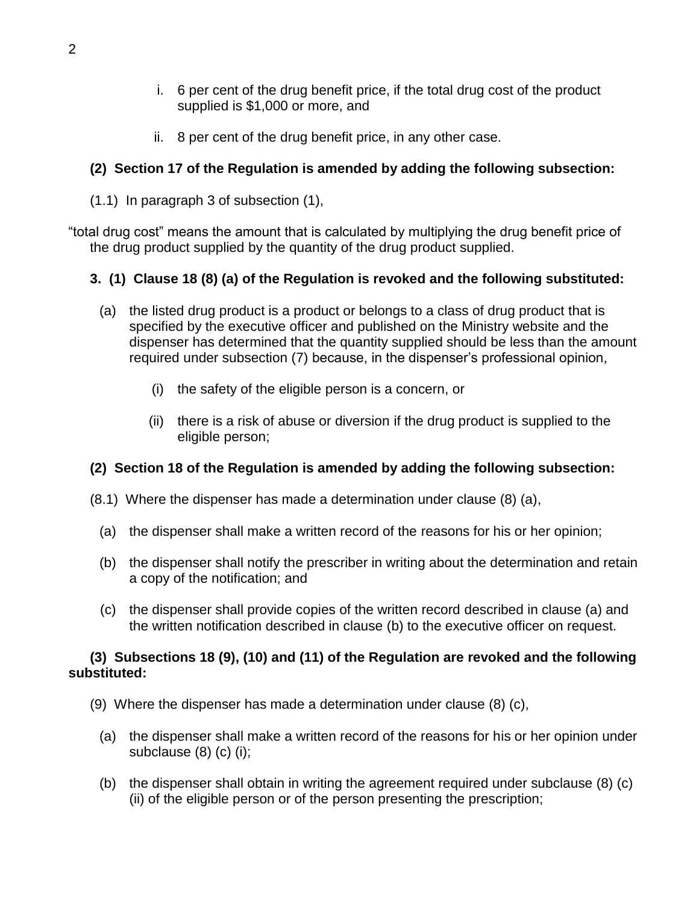i. 6 per cent of the drug benefit price, if the total drug cost of the product supplied is $1,000 or more, and

ii. 8 per cent of the drug benefit price, in any other case.

**(2) Section 17 of the Regulation is amended by adding the following subsection:**

(1.1) In paragraph 3 of subsection (1),

“total drug cost” means the amount that is calculated by multiplying the drug benefit price of the drug product supplied by the quantity of the drug product supplied.

**3. (1) Clause 18 (8) (a) of the Regulation is revoked and the following substituted:**

(a) the listed drug product is a product or belongs to a class of drug product that is specified by the executive officer and published on the Ministry website and the dispenser has determined that the quantity supplied should be less than the amount required under subsection (7) because, in the dispenser’s professional opinion,

(i) the safety of the eligible person is a concern, or

(ii) there is a risk of abuse or diversion if the drug product is supplied to the eligible person;

**(2) Section 18 of the Regulation is amended by adding the following subsection:**

(8.1) Where the dispenser has made a determination under clause (8) (a),

(a) the dispenser shall make a written record of the reasons for his or her opinion;

(b) the dispenser shall notify the prescriber in writing about the determination and retain a copy of the notification; and

(c) the dispenser shall provide copies of the written record described in clause (a) and the written notification described in clause (b) to the executive officer on request.

**(3) Subsections 18 (9), (10) and (11) of the Regulation are revoked and the following substituted:**

(9) Where the dispenser has made a determination under clause (8) (c),

(a) the dispenser shall make a written record of the reasons for his or her opinion under subclause (8) (c) (i);

(b) the dispenser shall obtain in writing the agreement required under subclause (8) (c) (ii) of the eligible person or of the person presenting the prescription;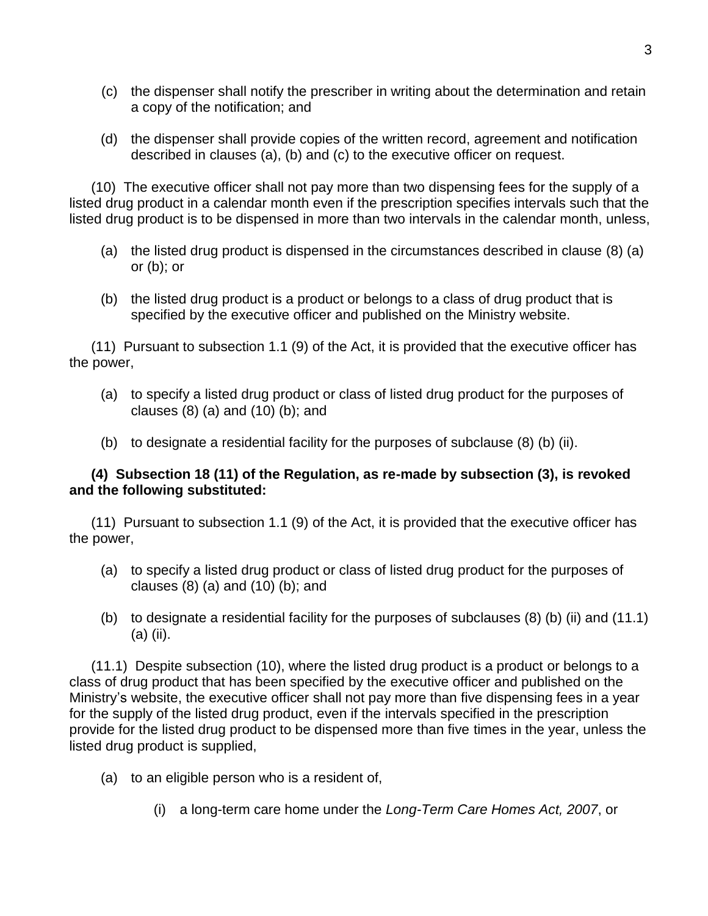(c) the dispenser shall notify the prescriber in writing about the determination and retain a copy of the notification; and

(d) the dispenser shall provide copies of the written record, agreement and notification described in clauses (a), (b) and (c) to the executive officer on request.

(10) The executive officer shall not pay more than two dispensing fees for the supply of a listed drug product in a calendar month even if the prescription specifies intervals such that the listed drug product is to be dispensed in more than two intervals in the calendar month, unless,

(a) the listed drug product is dispensed in the circumstances described in clause (8) (a) or (b); or

(b) the listed drug product is a product or belongs to a class of drug product that is specified by the executive officer and published on the Ministry website.

(11) Pursuant to subsection 1.1 (9) of the Act, it is provided that the executive officer has the power,

(a) to specify a listed drug product or class of listed drug product for the purposes of clauses (8) (a) and (10) (b); and

(b) to designate a residential facility for the purposes of subclause (8) (b) (ii).

**(4) Subsection 18 (11) of the Regulation, as re-made by subsection (3), is revoked and the following substituted:**

(11) Pursuant to subsection 1.1 (9) of the Act, it is provided that the executive officer has the power,

(a) to specify a listed drug product or class of listed drug product for the purposes of clauses (8) (a) and (10) (b); and

(b) to designate a residential facility for the purposes of subclauses (8) (b) (ii) and (11.1) (a) (ii).

(11.1) Despite subsection (10), where the listed drug product is a product or belongs to a class of drug product that has been specified by the executive officer and published on the Ministry's website, the executive officer shall not pay more than five dispensing fees in a year for the supply of the listed drug product, even if the intervals specified in the prescription provide for the listed drug product to be dispensed more than five times in the year, unless the listed drug product is supplied,

(a) to an eligible person who is a resident of,

(i) a long-term care home under the *Long-Term Care Homes Act, 2007*, or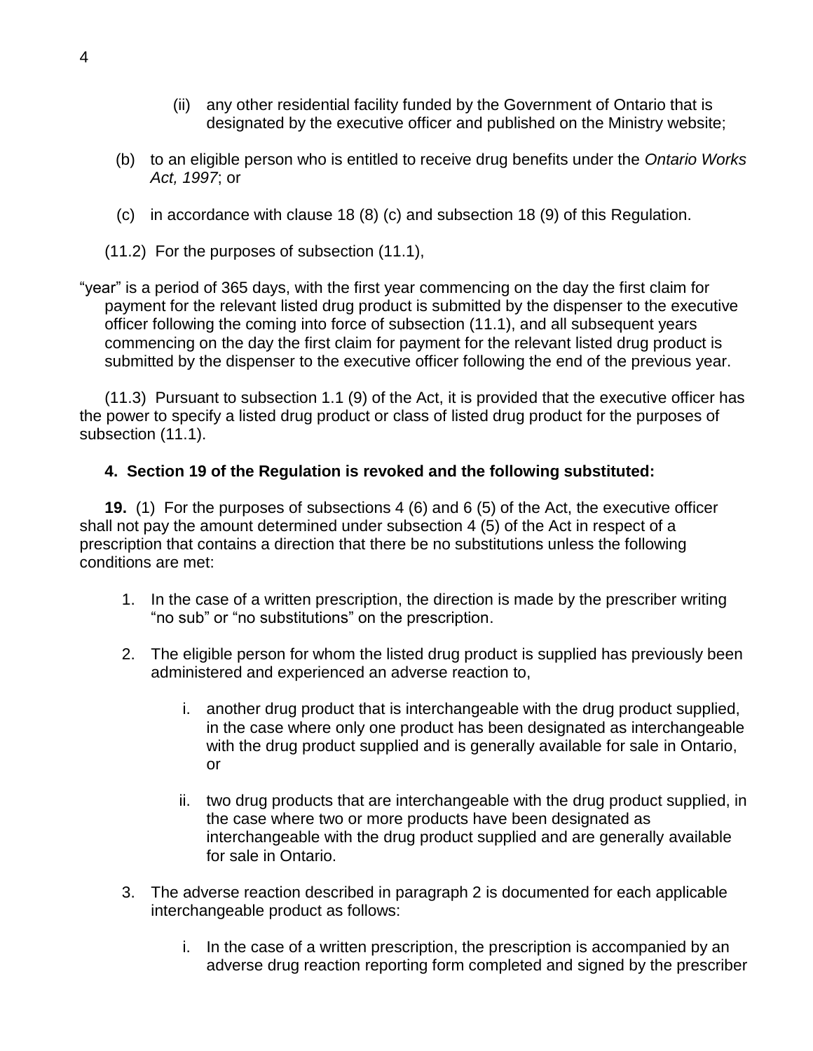(ii) any other residential facility funded by the Government of Ontario that is designated by the executive officer and published on the Ministry website;

(b) to an eligible person who is entitled to receive drug benefits under the *Ontario Works Act, 1997*; or

(c) in accordance with clause 18 (8) (c) and subsection 18 (9) of this Regulation.

(11.2) For the purposes of subsection (11.1),

"year" is a period of 365 days, with the first year commencing on the day the first claim for payment for the relevant listed drug product is submitted by the dispenser to the executive officer following the coming into force of subsection (11.1), and all subsequent years commencing on the day the first claim for payment for the relevant listed drug product is submitted by the dispenser to the executive officer following the end of the previous year.

(11.3) Pursuant to subsection 1.1 (9) of the Act, it is provided that the executive officer has the power to specify a listed drug product or class of listed drug product for the purposes of subsection (11.1).

**4. Section 19 of the Regulation is revoked and the following substituted:**

**19.** (1) For the purposes of subsections 4 (6) and 6 (5) of the Act, the executive officer shall not pay the amount determined under subsection 4 (5) of the Act in respect of a prescription that contains a direction that there be no substitutions unless the following conditions are met:

1. In the case of a written prescription, the direction is made by the prescriber writing "no sub" or "no substitutions" on the prescription.

2. The eligible person for whom the listed drug product is supplied has previously been administered and experienced an adverse reaction to,

   i. another drug product that is interchangeable with the drug product supplied, in the case where only one product has been designated as interchangeable with the drug product supplied and is generally available for sale in Ontario, or

   ii. two drug products that are interchangeable with the drug product supplied, in the case where two or more products have been designated as interchangeable with the drug product supplied and are generally available for sale in Ontario.

3. The adverse reaction described in paragraph 2 is documented for each applicable interchangeable product as follows:

   i. In the case of a written prescription, the prescription is accompanied by an adverse drug reaction reporting form completed and signed by the prescriber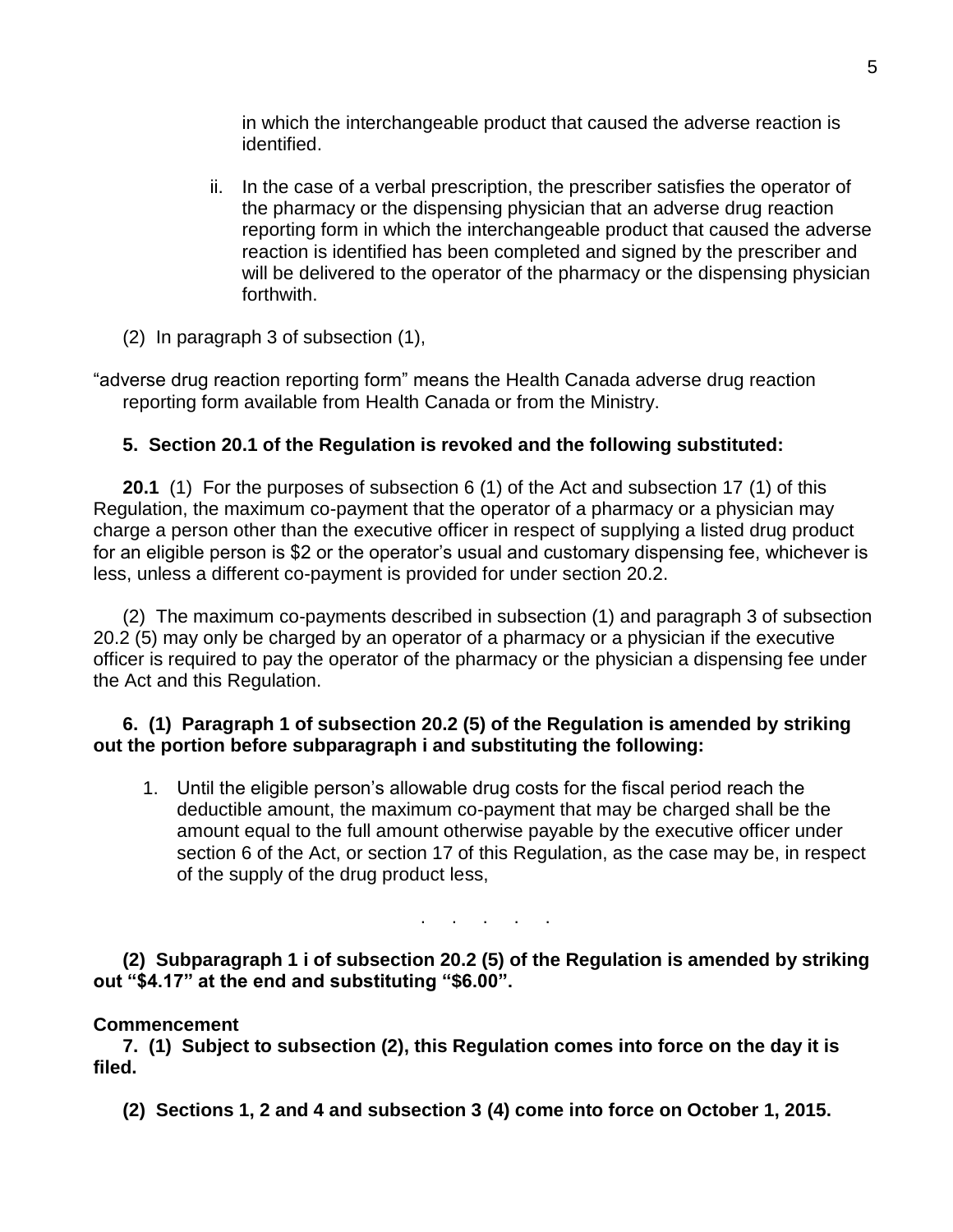in which the interchangeable product that caused the adverse reaction is identified.

ii. In the case of a verbal prescription, the prescriber satisfies the operator of the pharmacy or the dispensing physician that an adverse drug reaction reporting form in which the interchangeable product that caused the adverse reaction is identified has been completed and signed by the prescriber and will be delivered to the operator of the pharmacy or the dispensing physician forthwith.

(2) In paragraph 3 of subsection (1),

"adverse drug reaction reporting form" means the Health Canada adverse drug reaction reporting form available from Health Canada or from the Ministry.

**5. Section 20.1 of the Regulation is revoked and the following substituted:**

**20.1** (1) For the purposes of subsection 6 (1) of the Act and subsection 17 (1) of this Regulation, the maximum co-payment that the operator of a pharmacy or a physician may charge a person other than the executive officer in respect of supplying a listed drug product for an eligible person is $2 or the operator's usual and customary dispensing fee, whichever is less, unless a different co-payment is provided for under section 20.2.

(2) The maximum co-payments described in subsection (1) and paragraph 3 of subsection 20.2 (5) may only be charged by an operator of a pharmacy or a physician if the executive officer is required to pay the operator of the pharmacy or the physician a dispensing fee under the Act and this Regulation.

**6. (1) Paragraph 1 of subsection 20.2 (5) of the Regulation is amended by striking out the portion before subparagraph i and substituting the following:**

1. Until the eligible person's allowable drug costs for the fiscal period reach the deductible amount, the maximum co-payment that may be charged shall be the amount equal to the full amount otherwise payable by the executive officer under section 6 of the Act, or section 17 of this Regulation, as the case may be, in respect of the supply of the drug product less,

. . . . .

**(2) Subparagraph 1 i of subsection 20.2 (5) of the Regulation is amended by striking out "$4.17" at the end and substituting "$6.00".**

**Commencement**

**7. (1) Subject to subsection (2), this Regulation comes into force on the day it is filed.**

**(2) Sections 1, 2 and 4 and subsection 3 (4) come into force on October 1, 2015.**